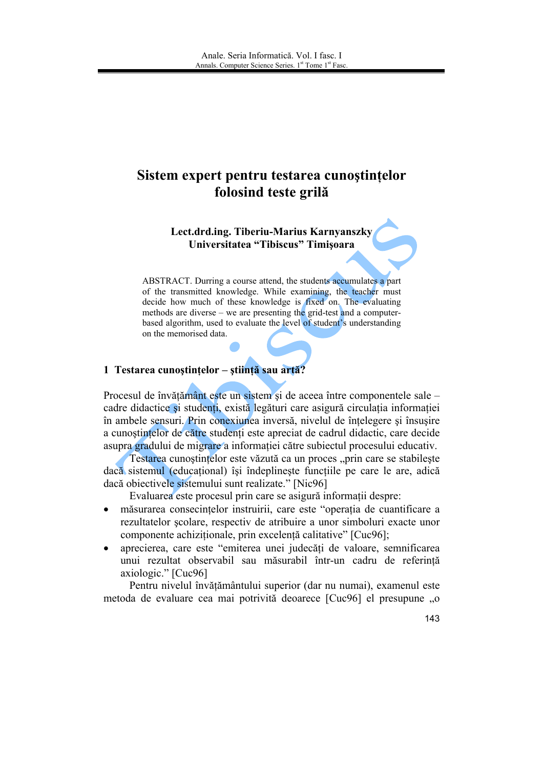# Sistem expert pentru testarea cunoştinţelor folosind teste grilă

**Lect.drd.ing. Tiberiu-Marius Karnyanszky**
**Universitatea "Tibiscus" Timişoara**

ABSTRACT. Durring a course attend, the students accumulates a part of the transmitted knowledge. While examining, the teacher must decide how much of these knowledge is fixed on. The evaluating methods are diverse – we are presenting the grid-test and a computer-based algorithm, used to evaluate the level of student's understanding on the memorised data.

## 1 Testarea cunoştinţelor – ştiinţă sau artă?

Procesul de învăţământ este un sistem şi de aceea între componentele sale – cadre didactice şi studenţi, există legături care asigură circulaţia informaţiei în ambele sensuri. Prin conexiunea inversă, nivelul de înţelegere şi însuşire a cunoştinţelor de către studenţi este apreciat de cadrul didactic, care decide asupra gradului de migrare a informaţiei către subiectul procesului educativ.

Testarea cunoştinţelor este văzută ca un proces „prin care se stabileşte dacă sistemul (educaţional) îşi îndeplineşte funcţiile pe care le are, adică dacă obiectivele sistemului sunt realizate." [Nic96]

Evaluarea este procesul prin care se asigură informaţii despre:

- măsurarea consecinţelor instruirii, care este "operaţia de cuantificare a rezultatelor şcolare, respectiv de atribuire a unor simboluri exacte unor componente achiziţionale, prin excelenţă calitative" [Cuc96];
- aprecierea, care este "emiterea unei judecăţi de valoare, semnificarea unui rezultat observabil sau măsurabil într-un cadru de referinţă axiologic." [Cuc96]

Pentru nivelul învăţământului superior (dar nu numai), examenul este metoda de evaluare cea mai potrivită deoarece [Cuc96] el presupune „o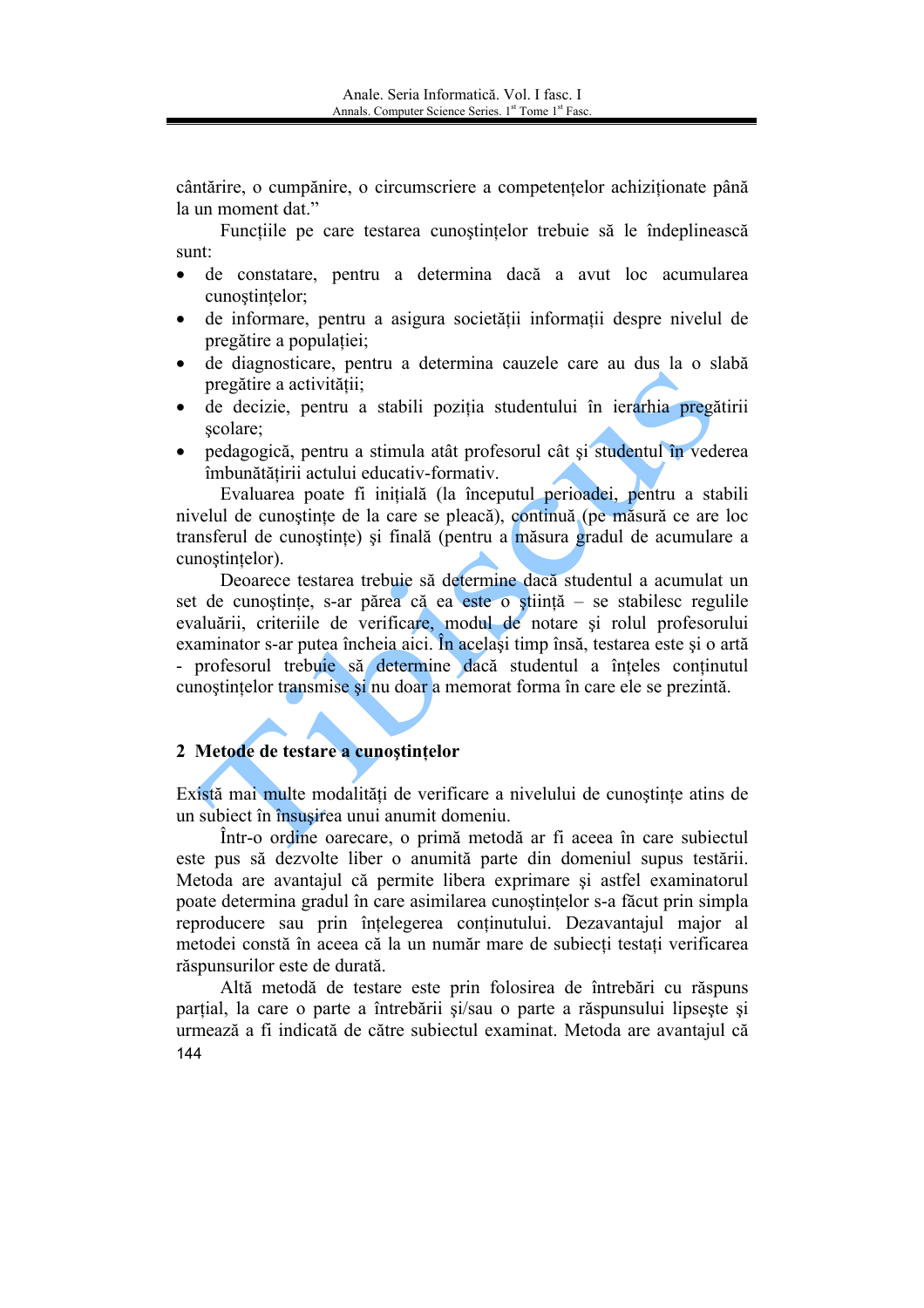cântărire, o cumpănire, o circumscriere a competenţelor achiziţionate până la un moment dat."

Funcţiile pe care testarea cunoştinţelor trebuie să le îndeplinească sunt:

- de constatare, pentru a determina dacă a avut loc acumularea cunoştinţelor;
- de informare, pentru a asigura societăţii informaţii despre nivelul de pregătire a populaţiei;
- de diagnosticare, pentru a determina cauzele care au dus la o slabă pregătire a activităţii;
- de decizie, pentru a stabili poziţia studentului în ierarhia pregătirii şcolare;
- pedagogică, pentru a stimula atât profesorul cât şi studentul în vederea îmbunătăţirii actului educativ-formativ.

Evaluarea poate fi iniţială (la începutul perioadei, pentru a stabili nivelul de cunoştinţe de la care se pleacă), continuă (pe măsură ce are loc transferul de cunoştinţe) şi finală (pentru a măsura gradul de acumulare a cunoştinţelor).

Deoarece testarea trebuie să determine dacă studentul a acumulat un set de cunoştinţe, s-ar părea că ea este o ştiinţă – se stabilesc regulile evaluării, criteriile de verificare, modul de notare şi rolul profesorului examinator s-ar putea încheia aici. În acelaşi timp însă, testarea este şi o artă - profesorul trebuie să determine dacă studentul a înţeles conţinutul cunoştinţelor transmise şi nu doar a memorat forma în care ele se prezintă.

## 2 Metode de testare a cunoştinţelor

Există mai multe modalităţi de verificare a nivelului de cunoştinţe atins de un subiect în însuşirea unui anumit domeniu.

Într-o ordine oarecare, o primă metodă ar fi aceea în care subiectul este pus să dezvolte liber o anumită parte din domeniul supus testării. Metoda are avantajul că permite libera exprimare şi astfel examinatorul poate determina gradul în care asimilarea cunoştinţelor s-a făcut prin simpla reproducere sau prin înţelegerea conţinutului. Dezavantajul major al metodei constă în aceea că la un număr mare de subiecţi testaţi verificarea răspunsurilor este de durată.

Altă metodă de testare este prin folosirea de întrebări cu răspuns parţial, la care o parte a întrebării şi/sau o parte a răspunsului lipseşte şi urmează a fi indicată de către subiectul examinat. Metoda are avantajul că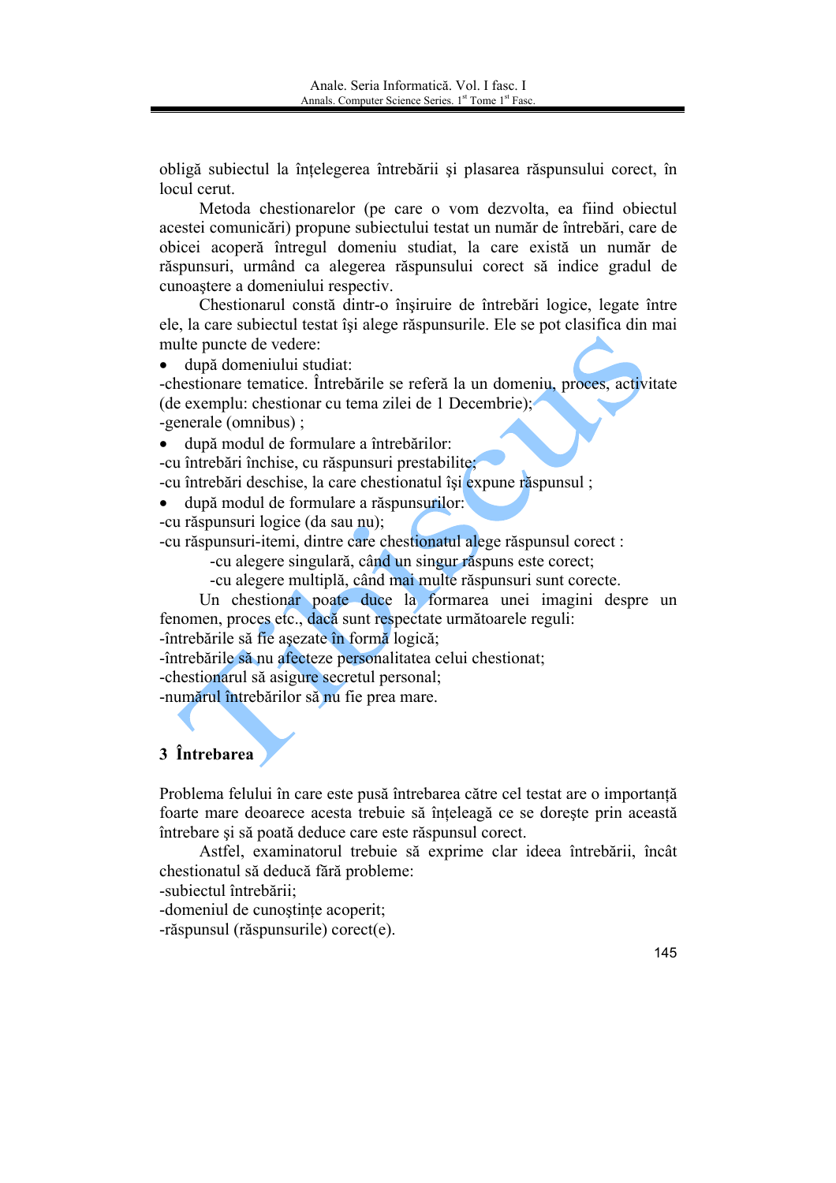obligă subiectul la înțelegerea întrebării şi plasarea răspunsului corect, în locul cerut.

Metoda chestionarelor (pe care o vom dezvolta, ea fiind obiectul acestei comunicări) propune subiectului testat un număr de întrebări, care de obicei acoperă întregul domeniu studiat, la care există un număr de răspunsuri, urmând ca alegerea răspunsului corect să indice gradul de cunoaştere a domeniului respectiv.

Chestionarul constă dintr-o înşiruire de întrebări logice, legate între ele, la care subiectul testat îşi alege răspunsurile. Ele se pot clasifica din mai multe puncte de vedere:

- după domeniului studiat:

-chestionare tematice. Întrebările se referă la un domeniu, proces, activitate (de exemplu: chestionar cu tema zilei de 1 Decembrie);
-generale (omnibus) ;

- după modul de formulare a întrebărilor:

-cu întrebări închise, cu răspunsuri prestabilite;
-cu întrebări deschise, la care chestionatul îşi expune răspunsul ;

- după modul de formulare a răspunsurilor:

-cu răspunsuri logice (da sau nu);
-cu răspunsuri-itemi, dintre care chestionatul alege răspunsul corect :
  -cu alegere singulară, când un singur răspuns este corect;
  -cu alegere multiplă, când mai multe răspunsuri sunt corecte.

Un chestionar poate duce la formarea unei imagini despre un fenomen, proces etc., dacă sunt respectate următoarele reguli:
-întrebările să fie aşezate în formă logică;
-întrebările să nu afecteze personalitatea celui chestionat;
-chestionarul să asigure secretul personal;
-numărul întrebărilor să nu fie prea mare.

## 3 Întrebarea

Problema felului în care este pusă întrebarea către cel testat are o importanță foarte mare deoarece acesta trebuie să înțeleagă ce se doreşte prin această întrebare şi să poată deduce care este răspunsul corect.

Astfel, examinatorul trebuie să exprime clar ideea întrebării, încât chestionatul să deducă fără probleme:
-subiectul întrebării;
-domeniul de cunoştințe acoperit;
-răspunsul (răspunsurile) corect(e).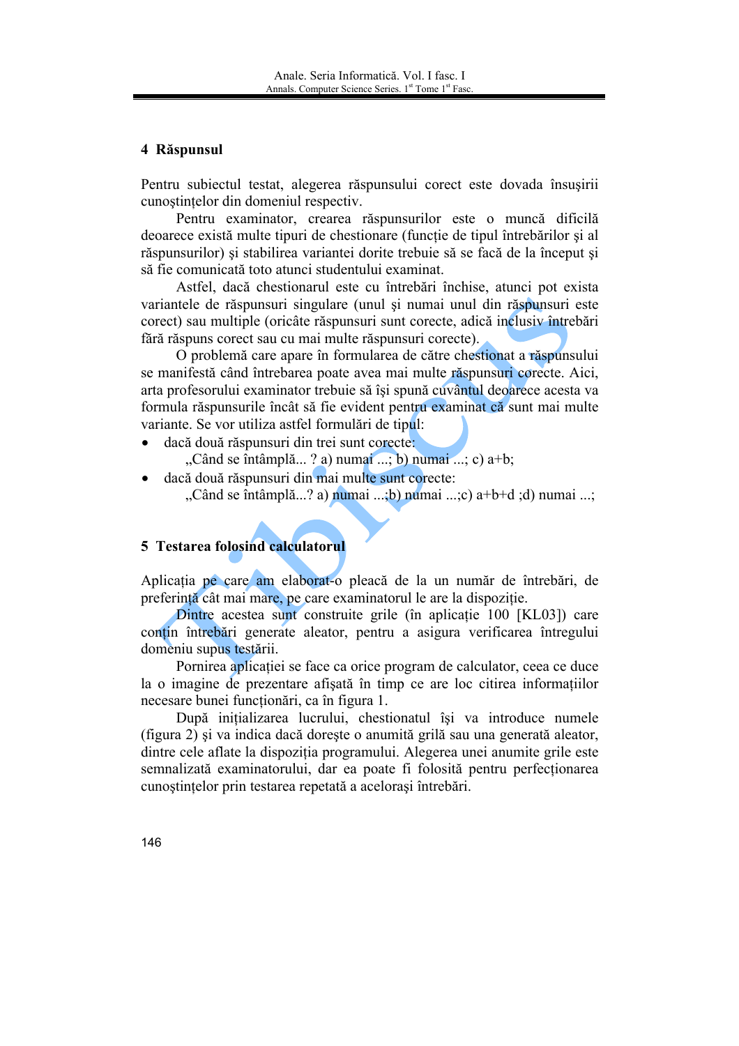## 4 Răspunsul

Pentru subiectul testat, alegerea răspunsului corect este dovada însuşirii cunoştinţelor din domeniul respectiv.

Pentru examinator, crearea răspunsurilor este o muncă dificilă deoarece există multe tipuri de chestionare (funcţie de tipul întrebărilor şi al răspunsurilor) şi stabilirea variantei dorite trebuie să se facă de la început şi să fie comunicată toto atunci studentului examinat.

Astfel, dacă chestionarul este cu întrebări închise, atunci pot exista variantele de răspunsuri singulare (unul şi numai unul din răspunsuri este corect) sau multiple (oricâte răspunsuri sunt corecte, adică inclusiv întrebări fără răspuns corect sau cu mai multe răspunsuri corecte).

O problemă care apare în formularea de către chestionat a răspunsului se manifestă când întrebarea poate avea mai multe răspunsuri corecte. Aici, arta profesorului examinator trebuie să îşi spună cuvântul deoarece acesta va formula răspunsurile încât să fie evident pentru examinat că sunt mai multe variante. Se vor utiliza astfel formulări de tipul:

- dacă două răspunsuri din trei sunt corecte:
  „Când se întâmplă... ? a) numai ...; b) numai ...; c) a+b;
- dacă două răspunsuri din mai multe sunt corecte:
  „Când se întâmplă...? a) numai ...;b) numai ...;c) a+b+d ;d) numai ...;

## 5 Testarea folosind calculatorul

Aplicaţia pe care am elaborat-o pleacă de la un număr de întrebări, de preferinţă cât mai mare, pe care examinatorul le are la dispoziţie.

Dintre acestea sunt construite grile (în aplicaţie 100 [KL03]) care conţin întrebări generate aleator, pentru a asigura verificarea întregului domeniu supus testării.

Pornirea aplicaţiei se face ca orice program de calculator, ceea ce duce la o imagine de prezentare afişată în timp ce are loc citirea informaţiilor necesare bunei funcţionări, ca în figura 1.

După iniţializarea lucrului, chestionatul îşi va introduce numele (figura 2) şi va indica dacă doreşte o anumită grilă sau una generată aleator, dintre cele aflate la dispoziţia programului. Alegerea unei anumite grile este semnalizată examinatorului, dar ea poate fi folosită pentru perfecţionarea cunoştinţelor prin testarea repetată a aceloraşi întrebări.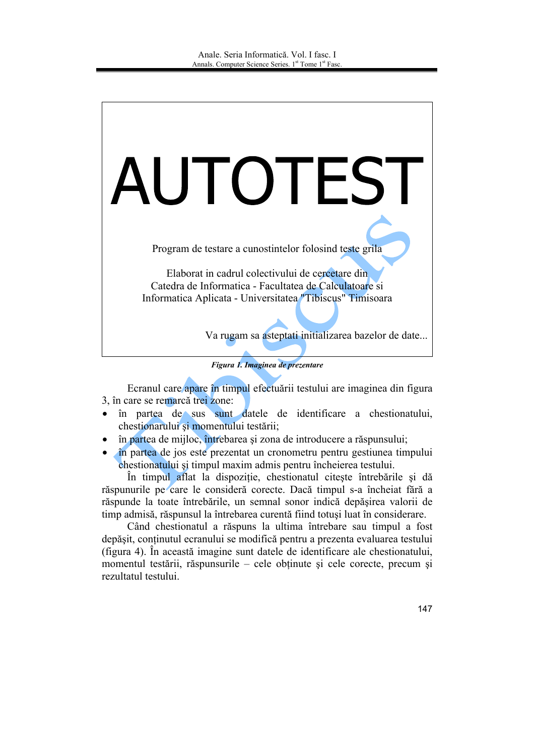AUTOTEST

Program de testare a cunostintelor folosind teste grila

Elaborat in cadrul colectivului de cercetare din
Catedra de Informatica - Facultatea de Calculatoare si
Informatica Aplicata - Universitatea "Tibiscus" Timisoara

Va rugam sa asteptati initializarea bazelor de date...

***Figura 1. Imaginea de prezentare***

Ecranul care apare în timpul efectuării testului are imaginea din figura 3, în care se remarcă trei zone:

- în partea de sus sunt datele de identificare a chestionatului, chestionarului şi momentului testării;
- în partea de mijloc, întrebarea şi zona de introducere a răspunsului;
- în partea de jos este prezentat un cronometru pentru gestiunea timpului chestionatului şi timpul maxim admis pentru încheierea testului.

În timpul aflat la dispoziţie, chestionatul citeşte întrebările şi dă răspunsurile pe care le consideră corecte. Dacă timpul s-a încheiat fără a răspunde la toate întrebările, un semnal sonor indică depăşirea valorii de timp admisă, răspunsul la întrebarea curentă fiind totuşi luat în considerare.

Când chestionatul a răspuns la ultima întrebare sau timpul a fost depăşit, conţinutul ecranului se modifică pentru a prezenta evaluarea testului (figura 4). În această imagine sunt datele de identificare ale chestionatului, momentul testării, răspunsurile – cele obţinute şi cele corecte, precum şi rezultatul testului.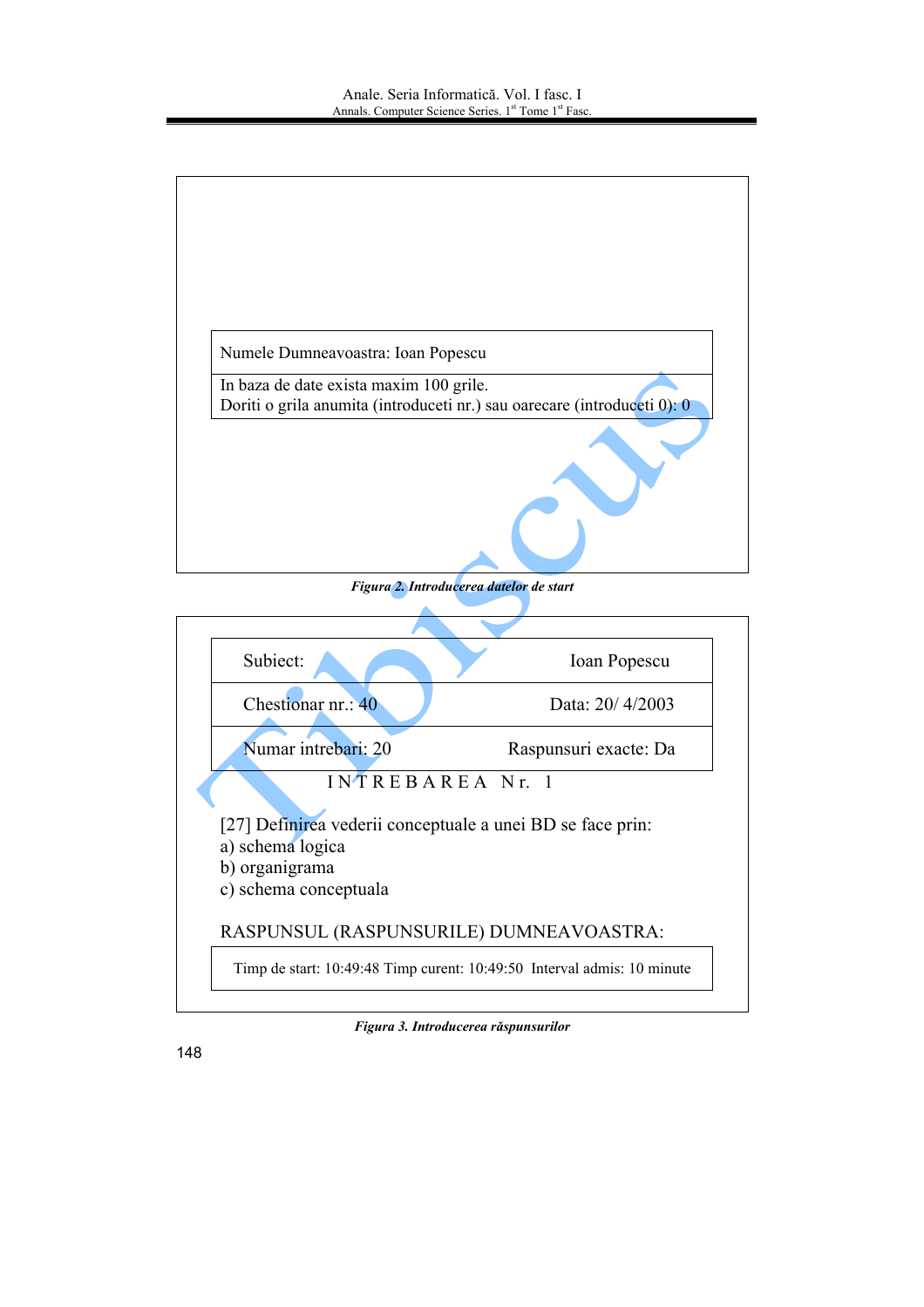| Numele Dumneavoastra: Ioan Popescu |
|---|
| In baza de date exista maxim 100 grile.<br>Doriti o grila anumita (introduceti nr.) sau oarecare (introduceti 0): 0 |

***Figura 2. Introducerea datelor de start***

| Subiect: | Ioan Popescu |
|---|---|
| Chestionar nr.: 40 | Data: 20/ 4/2003 |
| Numar intrebari: 20 | Raspunsuri exacte: Da |

I N T R E B A R E A  N r.  1

[27] Definirea vederii conceptuale a unei BD se face prin:
a) schema logica
b) organigrama
c) schema conceptuala

RASPUNSUL (RASPUNSURILE) DUMNEAVOASTRA:

| Timp de start: 10:49:48 Timp curent: 10:49:50 Interval admis: 10 minute |
|---|

***Figura 3. Introducerea răspunsurilor***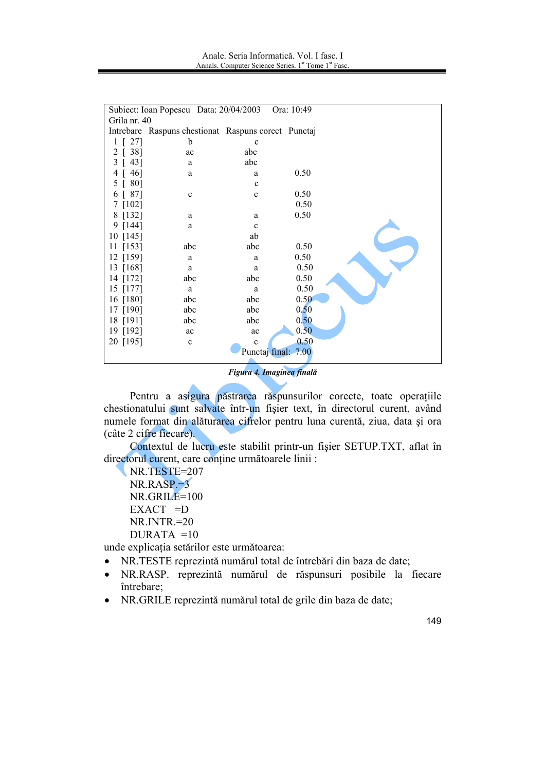Subiect: Ioan Popescu  Data: 20/04/2003  Ora: 10:49

Grila nr. 40

| Intrebare | Raspuns chestionat | Raspuns corect | Punctaj |
|---|---|---|---|
| 1 [ 27] | b | c | |
| 2 [ 38] | ac | abc | |
| 3 [ 43] | a | abc | |
| 4 [ 46] | a | a | 0.50 |
| 5 [ 80] | | c | |
| 6 [ 87] | c | c | 0.50 |
| 7 [102] | | | 0.50 |
| 8 [132] | a | a | 0.50 |
| 9 [144] | a | c | |
| 10 [145] | | ab | |
| 11 [153] | abc | abc | 0.50 |
| 12 [159] | a | a | 0.50 |
| 13 [168] | a | a | 0.50 |
| 14 [172] | abc | abc | 0.50 |
| 15 [177] | a | a | 0.50 |
| 16 [180] | abc | abc | 0.50 |
| 17 [190] | abc | abc | 0.50 |
| 18 [191] | abc | abc | 0.50 |
| 19 [192] | ac | ac | 0.50 |
| 20 [195] | c | c | 0.50 |
| | | Punctaj final: | 7.00 |

*Figura 4. Imaginea finală*

Pentru a asigura păstrarea răspunsurilor corecte, toate operațiile chestionatului sunt salvate într-un fișier text, în directorul curent, având numele format din alăturarea cifrelor pentru luna curentă, ziua, data și ora (câte 2 cifre fiecare).

Contextul de lucru este stabilit printr-un fișier SETUP.TXT, aflat în directorul curent, care conține următoarele linii :

NR.TESTE=207
NR.RASP.=3
NR.GRILE=100
EXACT =D
NR.INTR.=20
DURATA =10

unde explicația setărilor este următoarea:

- NR.TESTE reprezintă numărul total de întrebări din baza de date;
- NR.RASP. reprezintă numărul de răspunsuri posibile la fiecare întrebare;
- NR.GRILE reprezintă numărul total de grile din baza de date;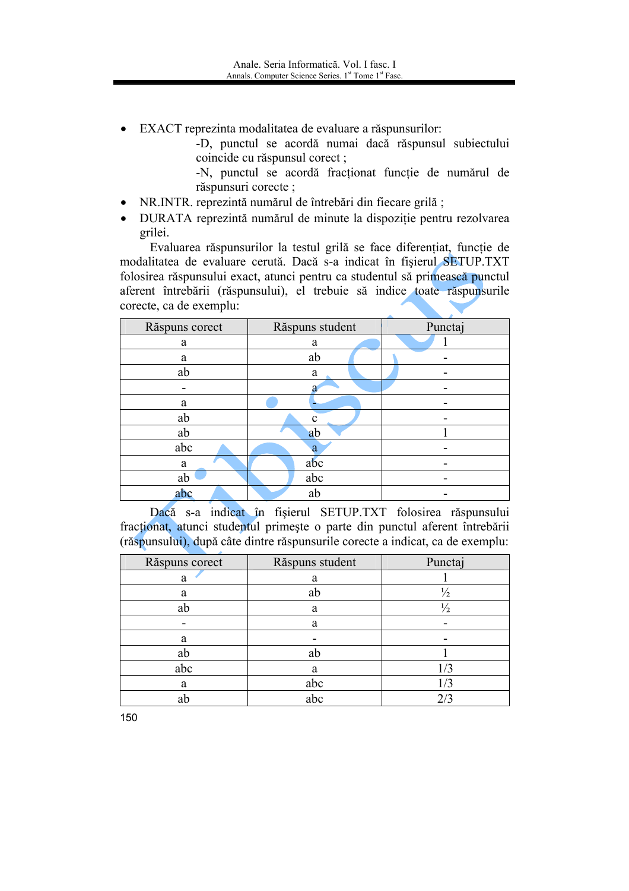- EXACT reprezinta modalitatea de evaluare a răspunsurilor:
  - -D, punctul se acordă numai dacă răspunsul subiectului coincide cu răspunsul corect ;
  - -N, punctul se acordă fracționat funcție de numărul de răspunsuri corecte ;
- NR.INTR. reprezintă numărul de întrebări din fiecare grilă ;
- DURATA reprezintă numărul de minute la dispoziție pentru rezolvarea grilei.

Evaluarea răspunsurilor la testul grilă se face diferențiat, funcție de modalitatea de evaluare cerută. Dacă s-a indicat în fișierul SETUP.TXT folosirea răspunsului exact, atunci pentru ca studentul să primească punctul aferent întrebării (răspunsului), el trebuie să indice toate răspunsurile corecte, ca de exemplu:

| Răspuns corect | Răspuns student | Punctaj |
|---|---|---|
| a | a | 1 |
| a | ab | - |
| ab | a | - |
| - | a | - |
| a | - | - |
| ab | c | - |
| ab | ab | 1 |
| abc | a | - |
| a | abc | - |
| ab | abc | - |
| abc | ab | - |

Dacă s-a indicat în fișierul SETUP.TXT folosirea răspunsului fracționat, atunci studentul primește o parte din punctul aferent întrebării (răspunsului), după câte dintre răspunsurile corecte a indicat, ca de exemplu:

| Răspuns corect | Răspuns student | Punctaj |
|---|---|---|
| a | a | 1 |
| a | ab | ½ |
| ab | a | ½ |
| - | a | - |
| a | - | - |
| ab | ab | 1 |
| abc | a | 1/3 |
| a | abc | 1/3 |
| ab | abc | 2/3 |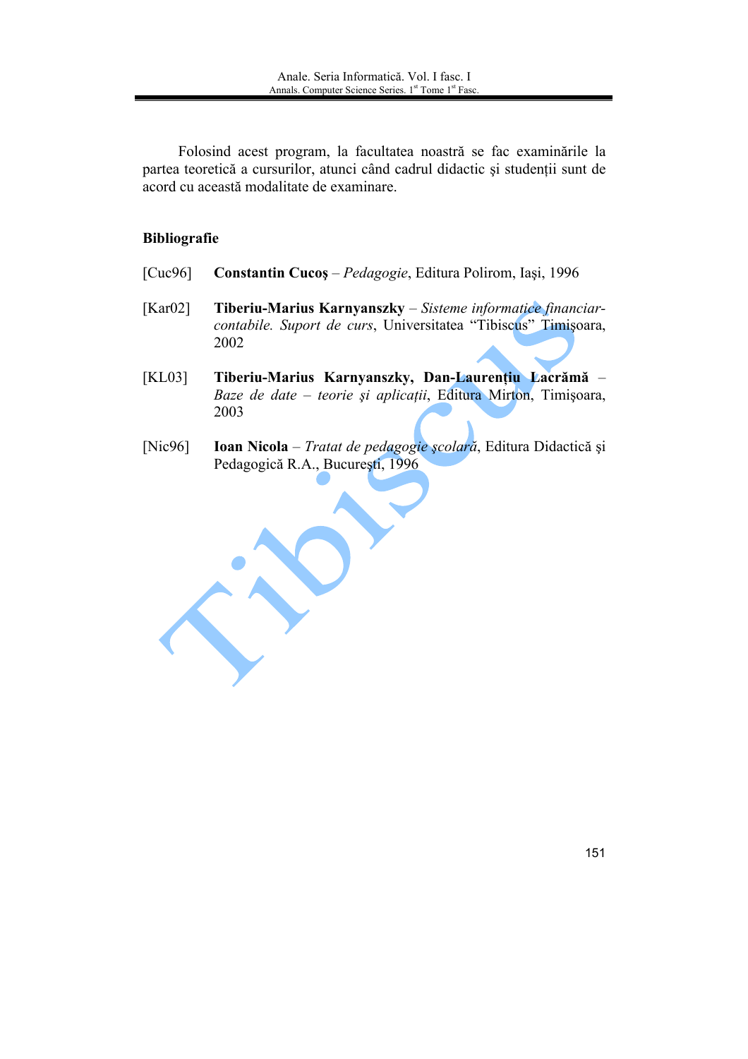Folosind acest program, la facultatea noastră se fac examinările la partea teoretică a cursurilor, atunci când cadrul didactic şi studenţii sunt de acord cu această modalitate de examinare.

## Bibliografie

[Cuc96] **Constantin Cucoş** – *Pedagogie*, Editura Polirom, Iaşi, 1996

[Kar02] **Tiberiu-Marius Karnyanszky** – *Sisteme informatice financiar-contabile. Suport de curs*, Universitatea "Tibiscus" Timişoara, 2002

[KL03] **Tiberiu-Marius Karnyanszky, Dan-Laurenţiu Lacrămă** – *Baze de date – teorie şi aplicaţii*, Editura Mirton, Timişoara, 2003

[Nic96] **Ioan Nicola** – *Tratat de pedagogie şcolară*, Editura Didactică şi Pedagogică R.A., Bucureşti, 1996